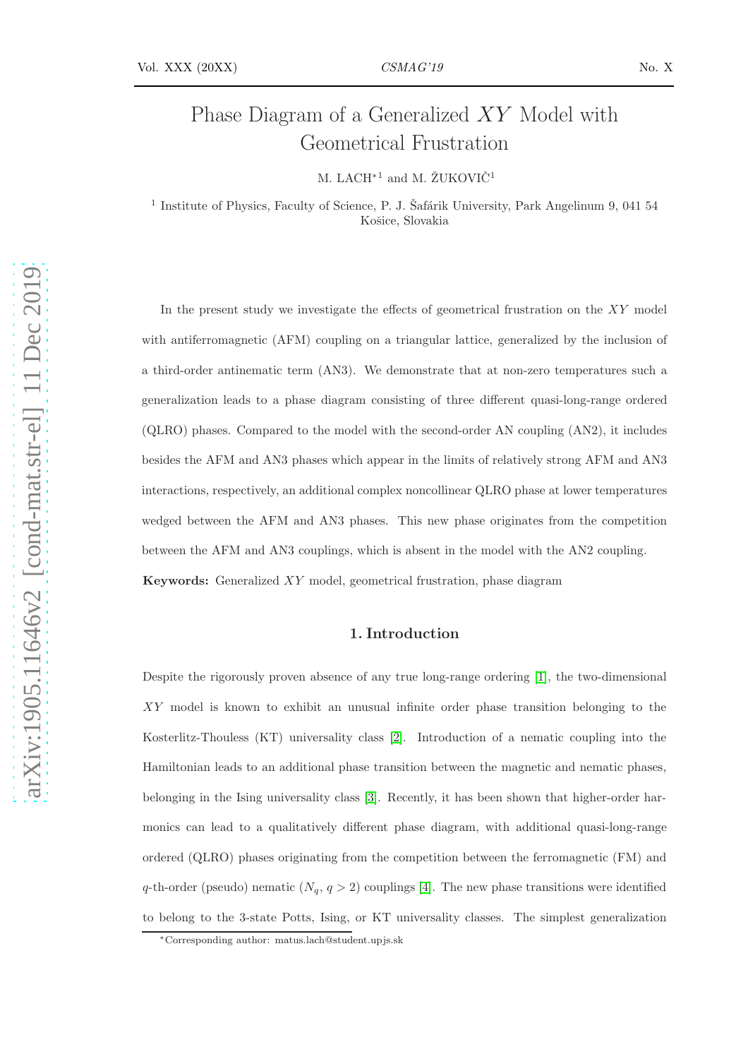# Phase Diagram of a Generalized $XY$ Model with Geometrical Frustration

M. LACH*[1] and M. ŽUKOVIČ[1]

[1] Institute of Physics, Faculty of Science, P. J. Šafárik University, Park Angelinum 9, 041 54 Košice, Slovakia

In the present study we investigate the effects of geometrical frustration on the $XY$ model with antiferromagnetic (AFM) coupling on a triangular lattice, generalized by the inclusion of a third-order antinematic term (AN3). We demonstrate that at non-zero temperatures such a generalization leads to a phase diagram consisting of three different quasi-long-range ordered (QLRO) phases. Compared to the model with the second-order AN coupling (AN2), it includes besides the AFM and AN3 phases which appear in the limits of relatively strong AFM and AN3 interactions, respectively, an additional complex noncollinear QLRO phase at lower temperatures wedged between the AFM and AN3 phases. This new phase originates from the competition between the AFM and AN3 couplings, which is absent in the model with the AN2 coupling.

**Keywords:** Generalized $XY$ model, geometrical frustration, phase diagram

## 1. Introduction

Despite the rigorously proven absence of any true long-range ordering [1], the two-dimensional $XY$ model is known to exhibit an unusual infinite order phase transition belonging to the Kosterlitz-Thouless (KT) universality class [2]. Introduction of a nematic coupling into the Hamiltonian leads to an additional phase transition between the magnetic and nematic phases, belonging in the Ising universality class [3]. Recently, it has been shown that higher-order harmonics can lead to a qualitatively different phase diagram, with additional quasi-long-range ordered (QLRO) phases originating from the competition between the ferromagnetic (FM) and $q$-th-order (pseudo) nematic ($N_q$, $q > 2$) couplings [4]. The new phase transitions were identified to belong to the 3-state Potts, Ising, or KT universality classes. The simplest generalization

*Corresponding author: matus.lach@student.upjs.sk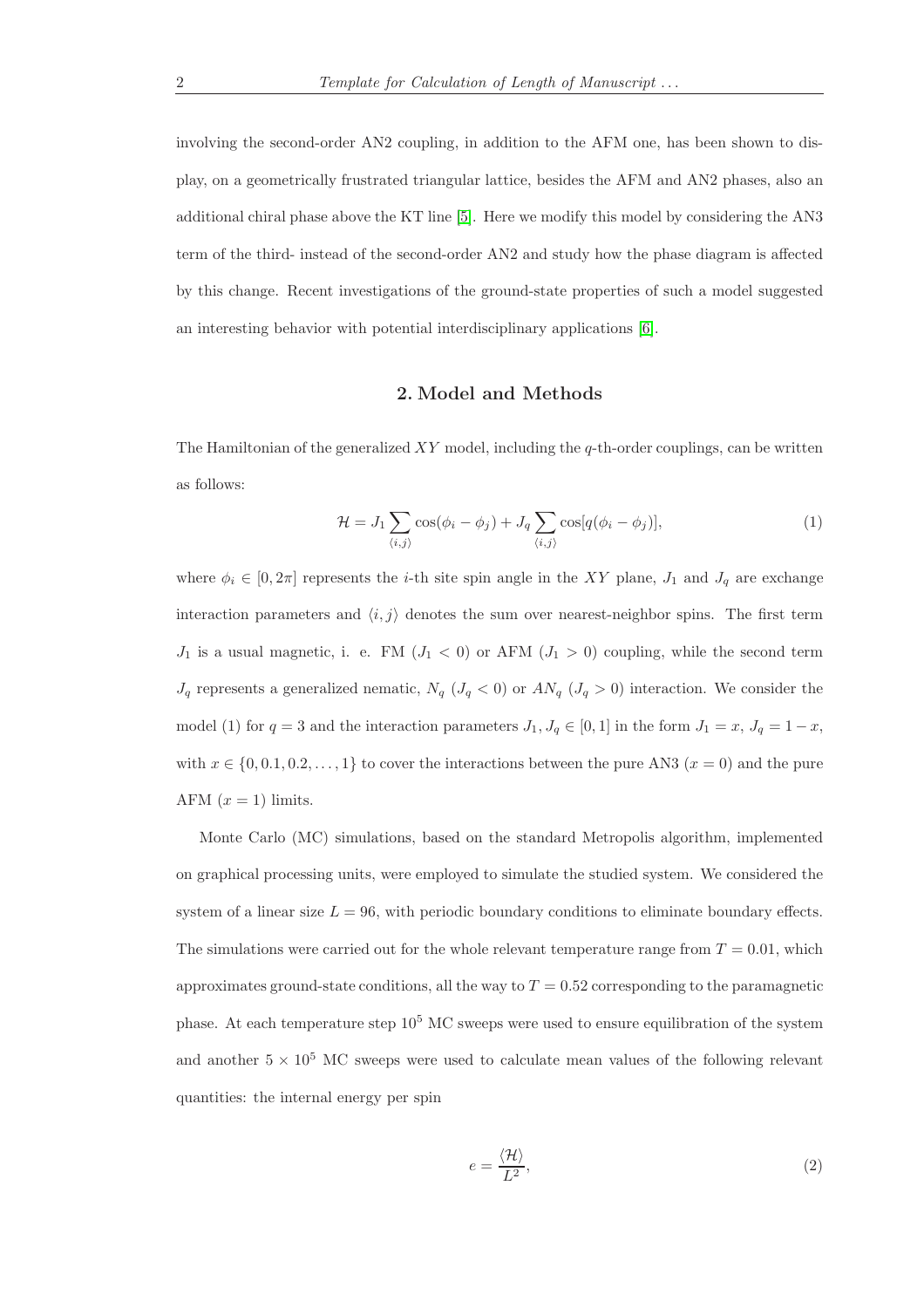involving the second-order AN2 coupling, in addition to the AFM one, has been shown to display, on a geometrically frustrated triangular lattice, besides the AFM and AN2 phases, also an additional chiral phase above the KT line [5]. Here we modify this model by considering the AN3 term of the third- instead of the second-order AN2 and study how the phase diagram is affected by this change. Recent investigations of the ground-state properties of such a model suggested an interesting behavior with potential interdisciplinary applications [6].

## 2. Model and Methods

The Hamiltonian of the generalized $XY$ model, including the $q$-th-order couplings, can be written as follows:

$$\mathcal{H} = J_1 \sum_{\langle i,j \rangle} \cos(\phi_i - \phi_j) + J_q \sum_{\langle i,j \rangle} \cos[q(\phi_i - \phi_j)], \tag{1}$$

where $\phi_i \in [0, 2\pi]$ represents the $i$-th site spin angle in the $XY$ plane, $J_1$ and $J_q$ are exchange interaction parameters and $\langle i, j \rangle$ denotes the sum over nearest-neighbor spins. The first term $J_1$ is a usual magnetic, i. e. FM ($J_1 < 0$) or AFM ($J_1 > 0$) coupling, while the second term $J_q$ represents a generalized nematic, $N_q$ ($J_q < 0$) or $AN_q$ ($J_q > 0$) interaction. We consider the model (1) for $q = 3$ and the interaction parameters $J_1, J_q \in [0, 1]$ in the form $J_1 = x$, $J_q = 1 - x$, with $x \in \{0, 0.1, 0.2, \ldots, 1\}$ to cover the interactions between the pure AN3 ($x = 0$) and the pure AFM ($x = 1$) limits.

Monte Carlo (MC) simulations, based on the standard Metropolis algorithm, implemented on graphical processing units, were employed to simulate the studied system. We considered the system of a linear size $L = 96$, with periodic boundary conditions to eliminate boundary effects. The simulations were carried out for the whole relevant temperature range from $T = 0.01$, which approximates ground-state conditions, all the way to $T = 0.52$ corresponding to the paramagnetic phase. At each temperature step $10^5$ MC sweeps were used to ensure equilibration of the system and another $5 \times 10^5$ MC sweeps were used to calculate mean values of the following relevant quantities: the internal energy per spin

$$e = \frac{\langle \mathcal{H} \rangle}{L^2}, \tag{2}$$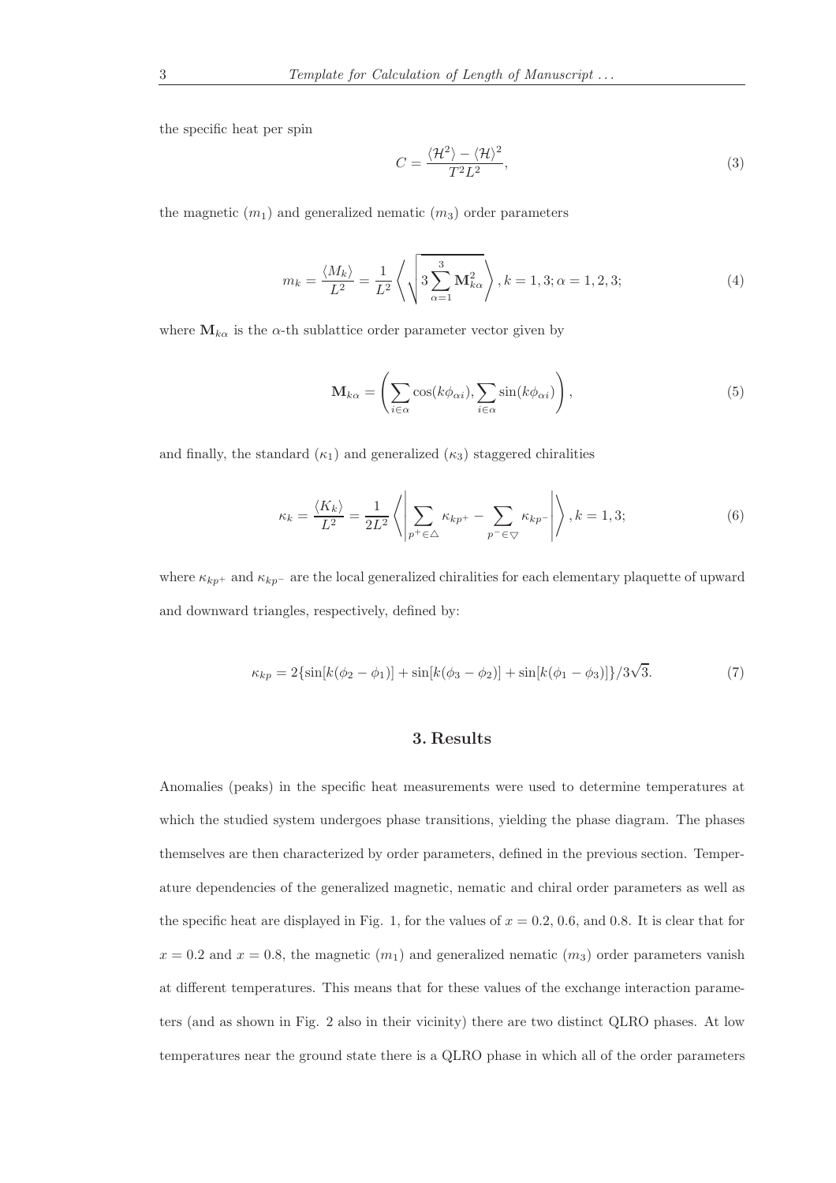the specific heat per spin

$$C = \frac{\langle \mathcal{H}^2 \rangle - \langle \mathcal{H} \rangle^2}{T^2 L^2}, \tag{3}$$

the magnetic ($m_1$) and generalized nematic ($m_3$) order parameters

$$m_k = \frac{\langle M_k \rangle}{L^2} = \frac{1}{L^2} \left\langle \sqrt{3 \sum_{\alpha=1}^{3} \mathbf{M}_{k\alpha}^2} \right\rangle, k = 1, 3; \alpha = 1, 2, 3; \tag{4}$$

where $\mathbf{M}_{k\alpha}$ is the $\alpha$-th sublattice order parameter vector given by

$$\mathbf{M}_{k\alpha} = \left( \sum_{i \in \alpha} \cos(k\phi_{\alpha i}), \sum_{i \in \alpha} \sin(k\phi_{\alpha i}) \right), \tag{5}$$

and finally, the standard ($\kappa_1$) and generalized ($\kappa_3$) staggered chiralities

$$\kappa_k = \frac{\langle K_k \rangle}{L^2} = \frac{1}{2L^2} \left\langle \left| \sum_{p^+ \in \triangle} \kappa_{kp^+} - \sum_{p^- \in \bigtriangledown} \kappa_{kp^-} \right| \right\rangle, k = 1, 3; \tag{6}$$

where $\kappa_{kp^+}$ and $\kappa_{kp^-}$ are the local generalized chiralities for each elementary plaquette of upward and downward triangles, respectively, defined by:

$$\kappa_{kp} = 2\{\sin[k(\phi_2 - \phi_1)] + \sin[k(\phi_3 - \phi_2)] + \sin[k(\phi_1 - \phi_3)]\}/3\sqrt{3}. \tag{7}$$

## 3. Results

Anomalies (peaks) in the specific heat measurements were used to determine temperatures at which the studied system undergoes phase transitions, yielding the phase diagram. The phases themselves are then characterized by order parameters, defined in the previous section. Temperature dependencies of the generalized magnetic, nematic and chiral order parameters as well as the specific heat are displayed in Fig. 1, for the values of $x = 0.2$, $0.6$, and $0.8$. It is clear that for $x = 0.2$ and $x = 0.8$, the magnetic ($m_1$) and generalized nematic ($m_3$) order parameters vanish at different temperatures. This means that for these values of the exchange interaction parameters (and as shown in Fig. 2 also in their vicinity) there are two distinct QLRO phases. At low temperatures near the ground state there is a QLRO phase in which all of the order parameters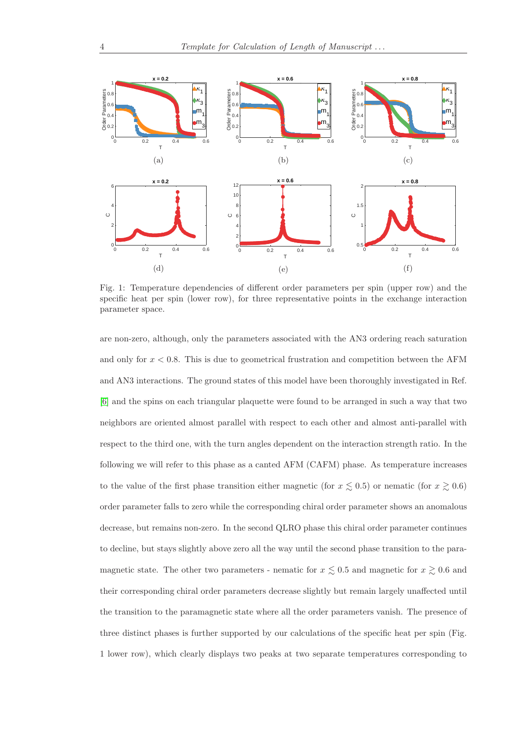Fig. 1: Temperature dependencies of different order parameters per spin (upper row) and the specific heat per spin (lower row), for three representative points in the exchange interaction parameter space.

are non-zero, although, only the parameters associated with the AN3 ordering reach saturation and only for $x < 0.8$. This is due to geometrical frustration and competition between the AFM and AN3 interactions. The ground states of this model have been thoroughly investigated in Ref. [6] and the spins on each triangular plaquette were found to be arranged in such a way that two neighbors are oriented almost parallel with respect to each other and almost anti-parallel with respect to the third one, with the turn angles dependent on the interaction strength ratio. In the following we will refer to this phase as a canted AFM (CAFM) phase. As temperature increases to the value of the first phase transition either magnetic (for $x \lesssim 0.5$) or nematic (for $x \gtrsim 0.6$) order parameter falls to zero while the corresponding chiral order parameter shows an anomalous decrease, but remains non-zero. In the second QLRO phase this chiral order parameter continues to decline, but stays slightly above zero all the way until the second phase transition to the paramagnetic state. The other two parameters - nematic for $x \lesssim 0.5$ and magnetic for $x \gtrsim 0.6$ and their corresponding chiral order parameters decrease slightly but remain largely unaffected until the transition to the paramagnetic state where all the order parameters vanish. The presence of three distinct phases is further supported by our calculations of the specific heat per spin (Fig. 1 lower row), which clearly displays two peaks at two separate temperatures corresponding to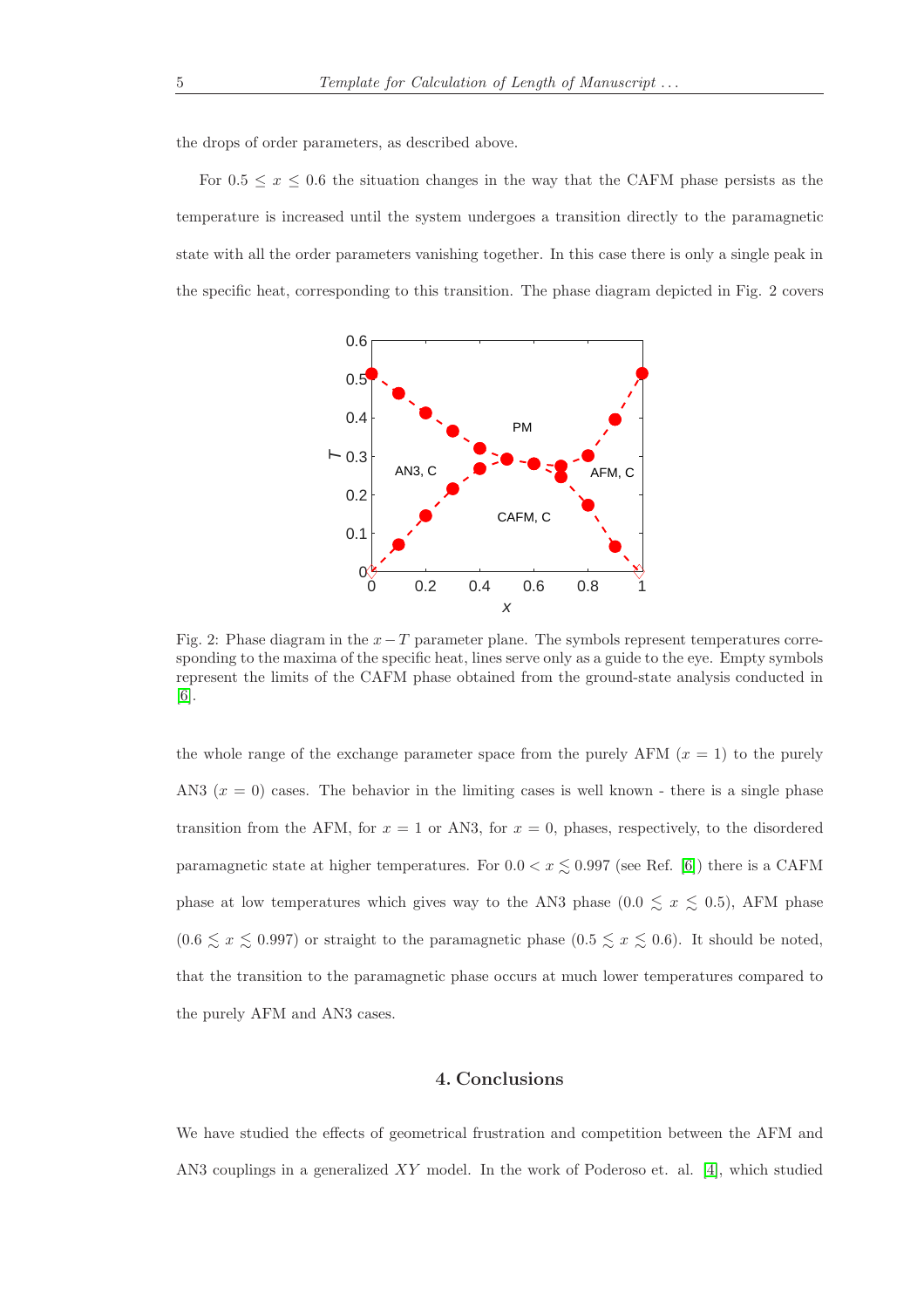the drops of order parameters, as described above.

For $0.5 \leq x \leq 0.6$ the situation changes in the way that the CAFM phase persists as the temperature is increased until the system undergoes a transition directly to the paramagnetic state with all the order parameters vanishing together. In this case there is only a single peak in the specific heat, corresponding to this transition. The phase diagram depicted in Fig. 2 covers

Fig. 2: Phase diagram in the $x-T$ parameter plane. The symbols represent temperatures corresponding to the maxima of the specific heat, lines serve only as a guide to the eye. Empty symbols represent the limits of the CAFM phase obtained from the ground-state analysis conducted in [6].

the whole range of the exchange parameter space from the purely AFM ($x = 1$) to the purely AN3 ($x = 0$) cases. The behavior in the limiting cases is well known - there is a single phase transition from the AFM, for $x = 1$ or AN3, for $x = 0$, phases, respectively, to the disordered paramagnetic state at higher temperatures. For $0.0 < x \lesssim 0.997$ (see Ref. [6]) there is a CAFM phase at low temperatures which gives way to the AN3 phase ($0.0 \lesssim x \lesssim 0.5$), AFM phase ($0.6 \lesssim x \lesssim 0.997$) or straight to the paramagnetic phase ($0.5 \lesssim x \lesssim 0.6$). It should be noted, that the transition to the paramagnetic phase occurs at much lower temperatures compared to the purely AFM and AN3 cases.

## 4. Conclusions

We have studied the effects of geometrical frustration and competition between the AFM and AN3 couplings in a generalized $XY$ model. In the work of Poderoso et. al. [4], which studied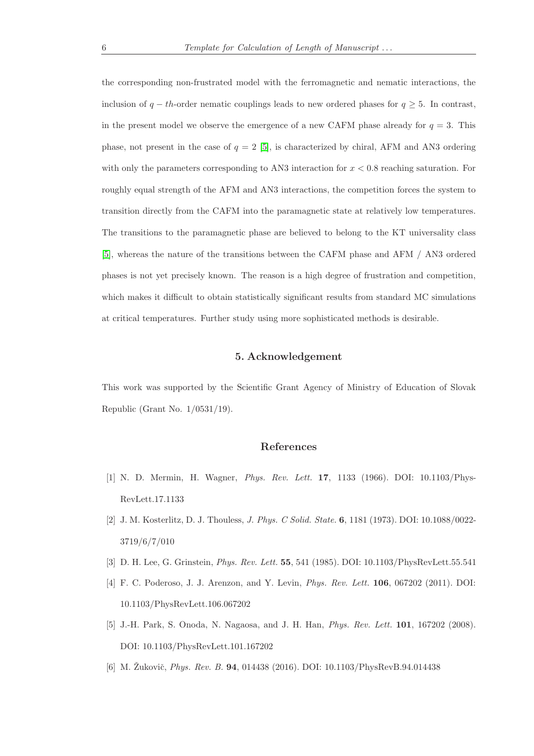the corresponding non-frustrated model with the ferromagnetic and nematic interactions, the inclusion of $q-th$-order nematic couplings leads to new ordered phases for $q \geq 5$. In contrast, in the present model we observe the emergence of a new CAFM phase already for $q = 3$. This phase, not present in the case of $q = 2$ [5], is characterized by chiral, AFM and AN3 ordering with only the parameters corresponding to AN3 interaction for $x < 0.8$ reaching saturation. For roughly equal strength of the AFM and AN3 interactions, the competition forces the system to transition directly from the CAFM into the paramagnetic state at relatively low temperatures. The transitions to the paramagnetic phase are believed to belong to the KT universality class [5], whereas the nature of the transitions between the CAFM phase and AFM / AN3 ordered phases is not yet precisely known. The reason is a high degree of frustration and competition, which makes it difficult to obtain statistically significant results from standard MC simulations at critical temperatures. Further study using more sophisticated methods is desirable.

## 5. Acknowledgement

This work was supported by the Scientific Grant Agency of Ministry of Education of Slovak Republic (Grant No. 1/0531/19).

## References

[1] N. D. Mermin, H. Wagner, *Phys. Rev. Lett.* **17**, 1133 (1966). DOI: 10.1103/PhysRevLett.17.1133

[2] J. M. Kosterlitz, D. J. Thouless, *J. Phys. C Solid. State.* **6**, 1181 (1973). DOI: 10.1088/0022-3719/6/7/010

[3] D. H. Lee, G. Grinstein, *Phys. Rev. Lett.* **55**, 541 (1985). DOI: 10.1103/PhysRevLett.55.541

[4] F. C. Poderoso, J. J. Arenzon, and Y. Levin, *Phys. Rev. Lett.* **106**, 067202 (2011). DOI: 10.1103/PhysRevLett.106.067202

[5] J.-H. Park, S. Onoda, N. Nagaosa, and J. H. Han, *Phys. Rev. Lett.* **101**, 167202 (2008). DOI: 10.1103/PhysRevLett.101.167202

[6] M. Žukovič, *Phys. Rev. B.* **94**, 014438 (2016). DOI: 10.1103/PhysRevB.94.014438